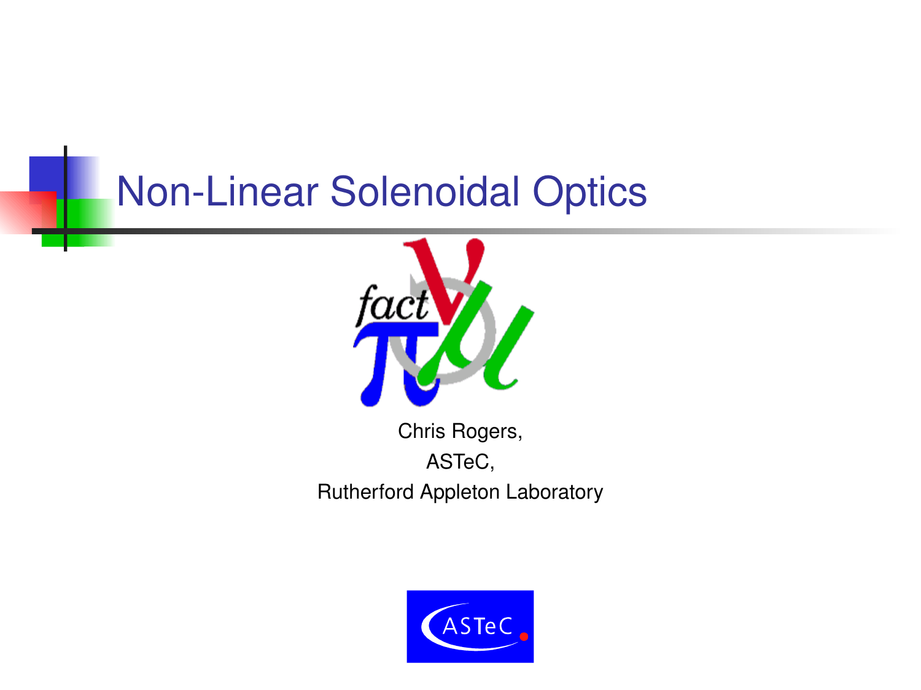# Non-Linear Solenoidal Optics

Chris Rogers,

ASTeC,

Rutherford Appleton Laboratory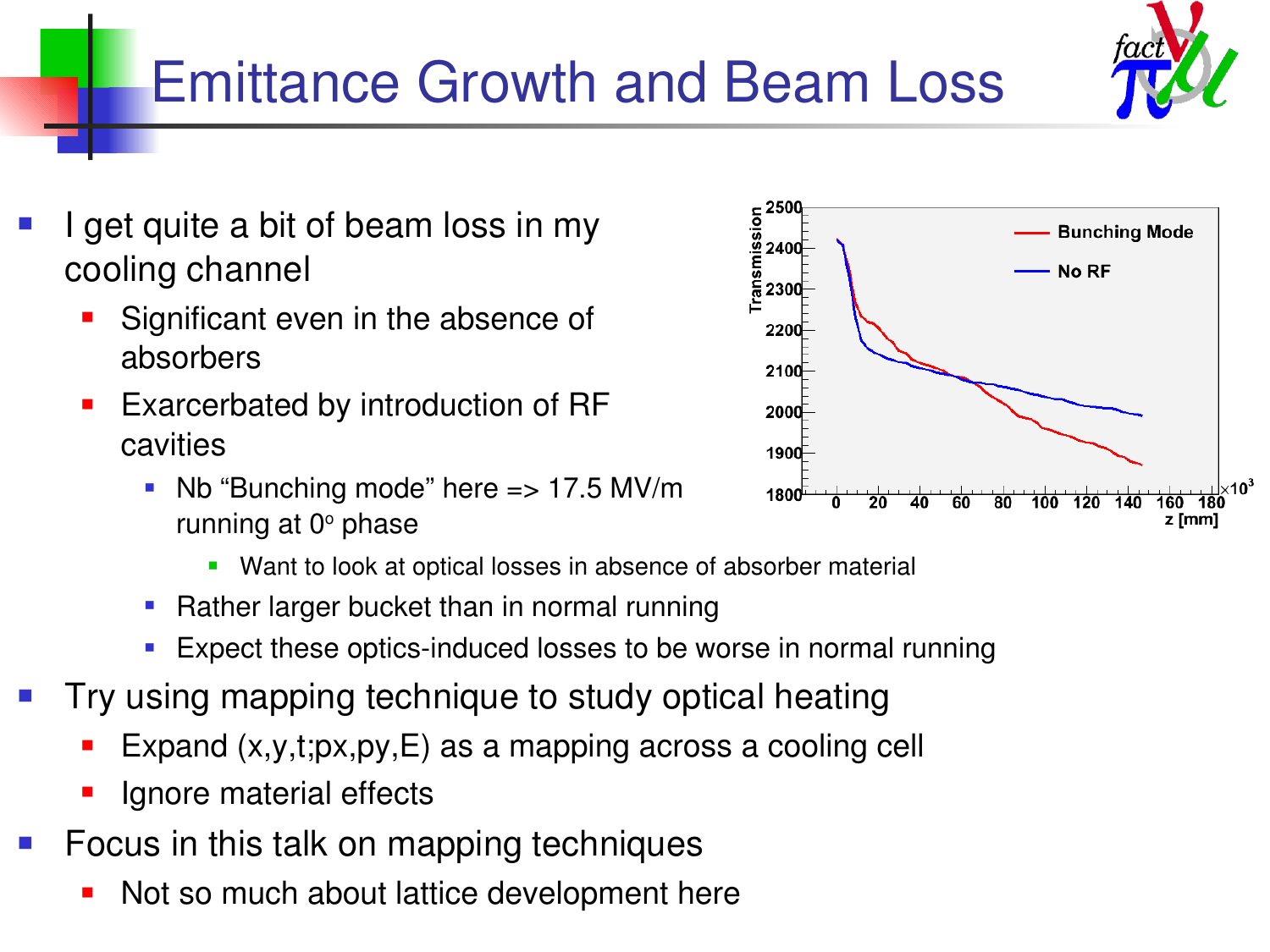# Emittance Growth and Beam Loss

- I get quite a bit of beam loss in my cooling channel
  - Significant even in the absence of absorbers
  - Exarcerbated by introduction of RF cavities
    - Nb “Bunching mode” here => 17.5 MV/m running at 0° phase
      - Want to look at optical losses in absence of absorber material
    - Rather larger bucket than in normal running
    - Expect these optics-induced losses to be worse in normal running
- Try using mapping technique to study optical heating
  - Expand (x,y,t;px,py,E) as a mapping across a cooling cell
  - Ignore material effects
- Focus in this talk on mapping techniques
  - Not so much about lattice development here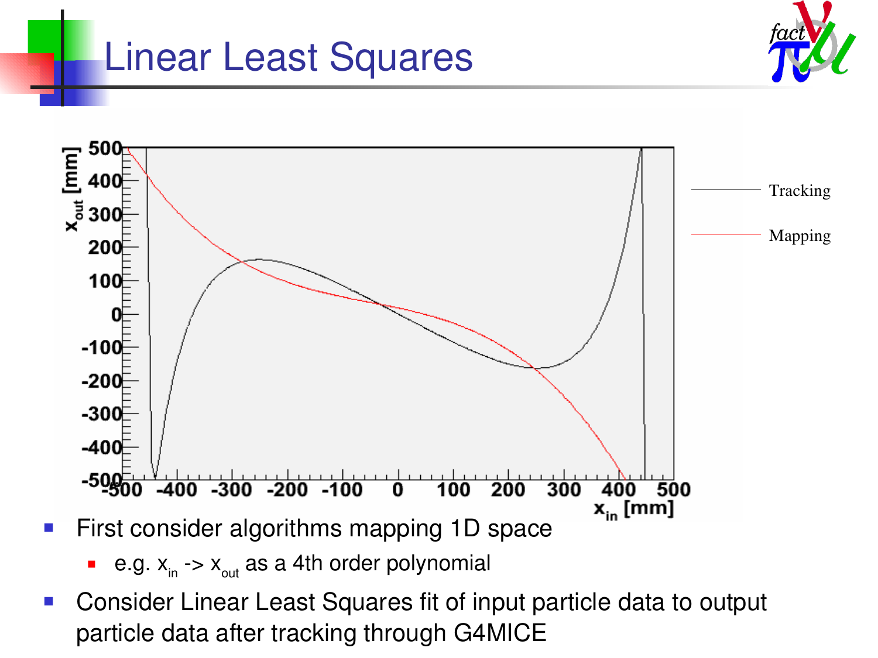# Linear Least Squares

- First consider algorithms mapping 1D space
  - e.g. $x_{in}$ -> $x_{out}$ as a 4th order polynomial
- Consider Linear Least Squares fit of input particle data to output particle data after tracking through G4MICE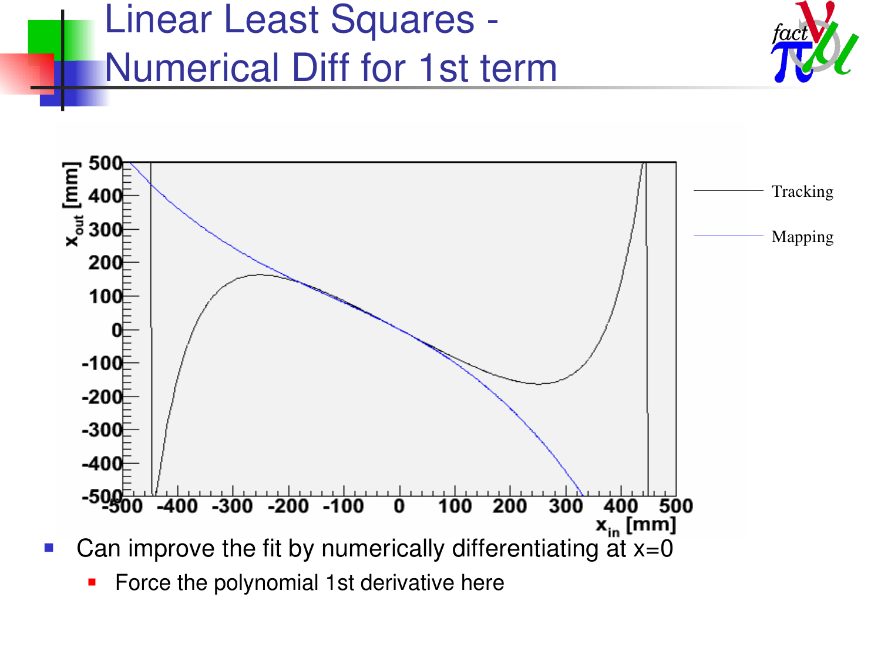# Linear Least Squares - Numerical Diff for 1st term

- Can improve the fit by numerically differentiating at x=0
  - Force the polynomial 1st derivative here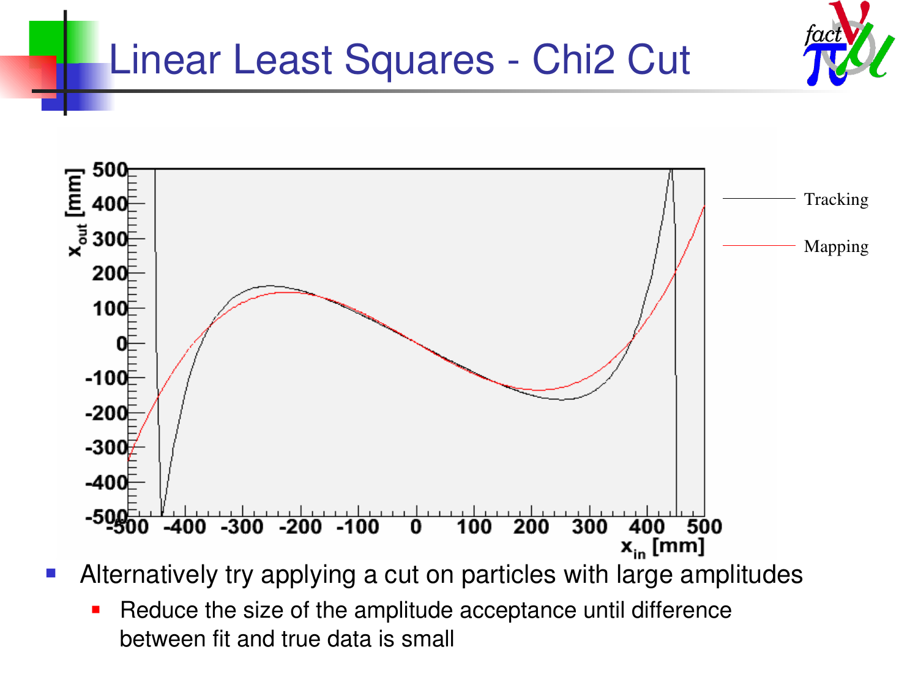# Linear Least Squares - Chi2 Cut

- Alternatively try applying a cut on particles with large amplitudes
  - Reduce the size of the amplitude acceptance until difference between fit and true data is small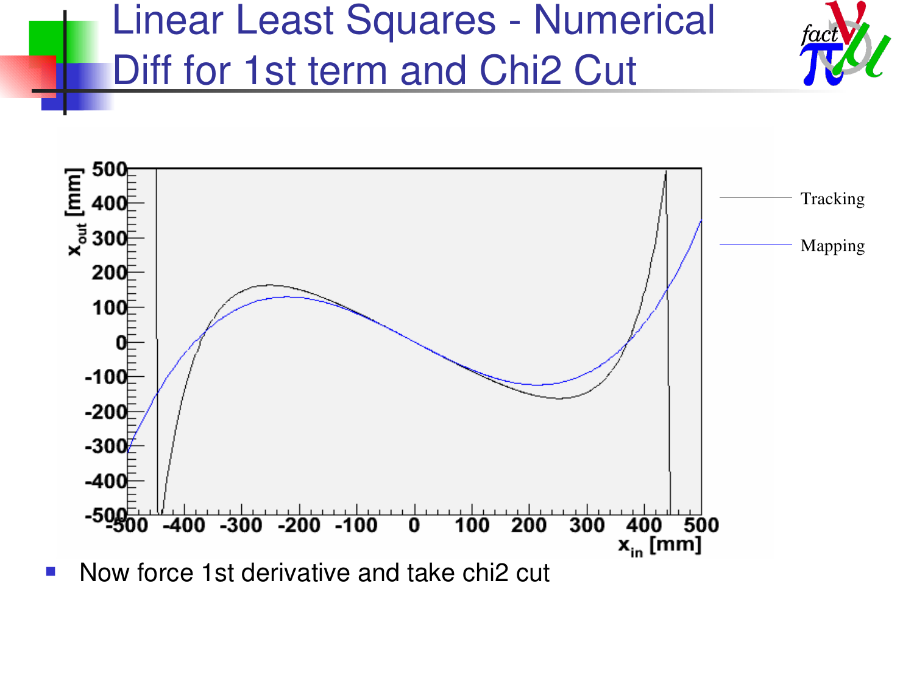# Linear Least Squares - Numerical Diff for 1st term and Chi2 Cut

- Now force 1st derivative and take chi2 cut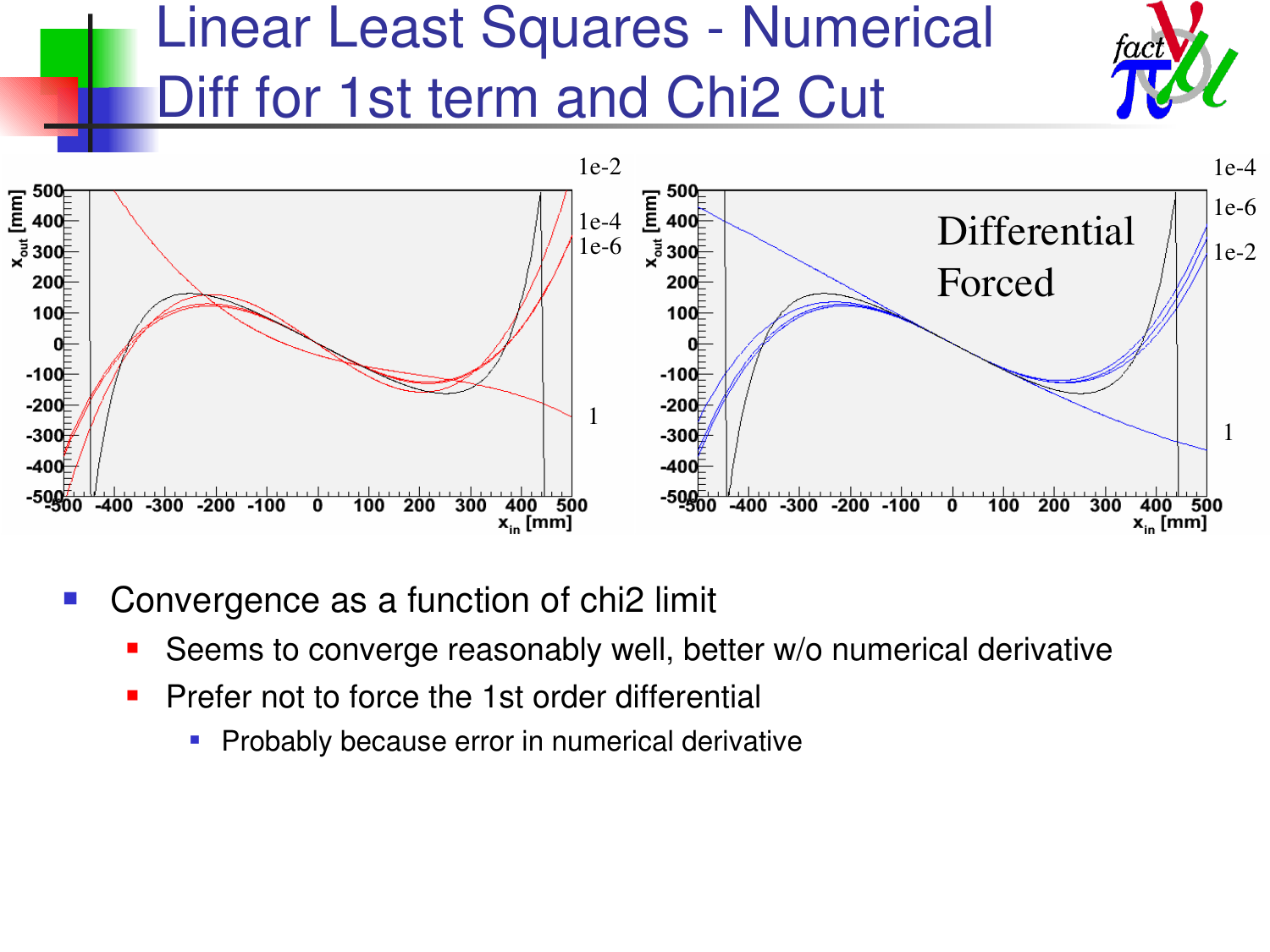# Linear Least Squares - Numerical Diff for 1st term and Chi2 Cut

- Convergence as a function of chi2 limit
  - Seems to converge reasonably well, better w/o numerical derivative
  - Prefer not to force the 1st order differential
    - Probably because error in numerical derivative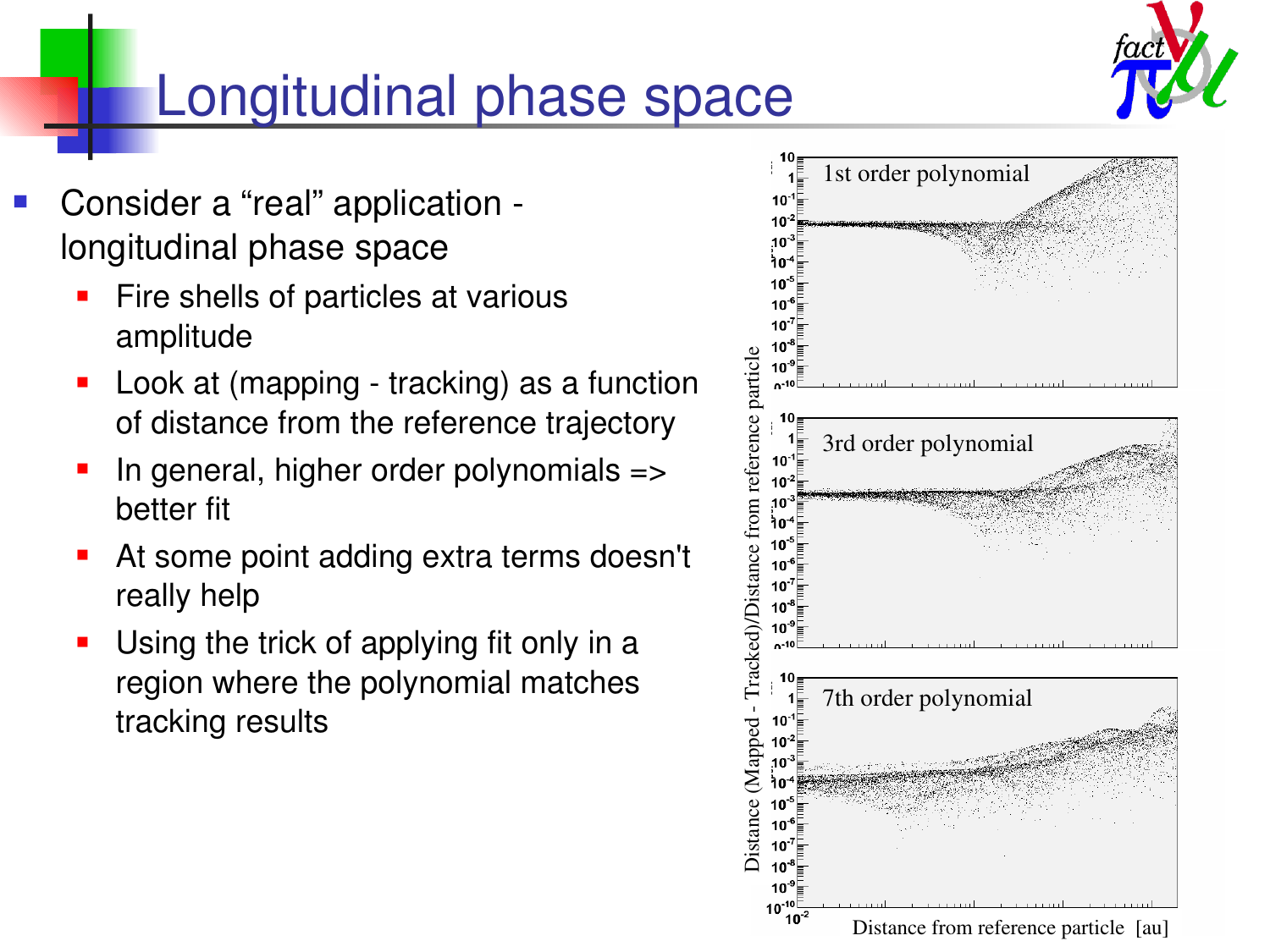# Longitudinal phase space

- Consider a "real" application - longitudinal phase space
  - Fire shells of particles at various amplitude
  - Look at (mapping - tracking) as a function of distance from the reference trajectory
  - In general, higher order polynomials => better fit
  - At some point adding extra terms doesn't really help
  - Using the trick of applying fit only in a region where the polynomial matches tracking results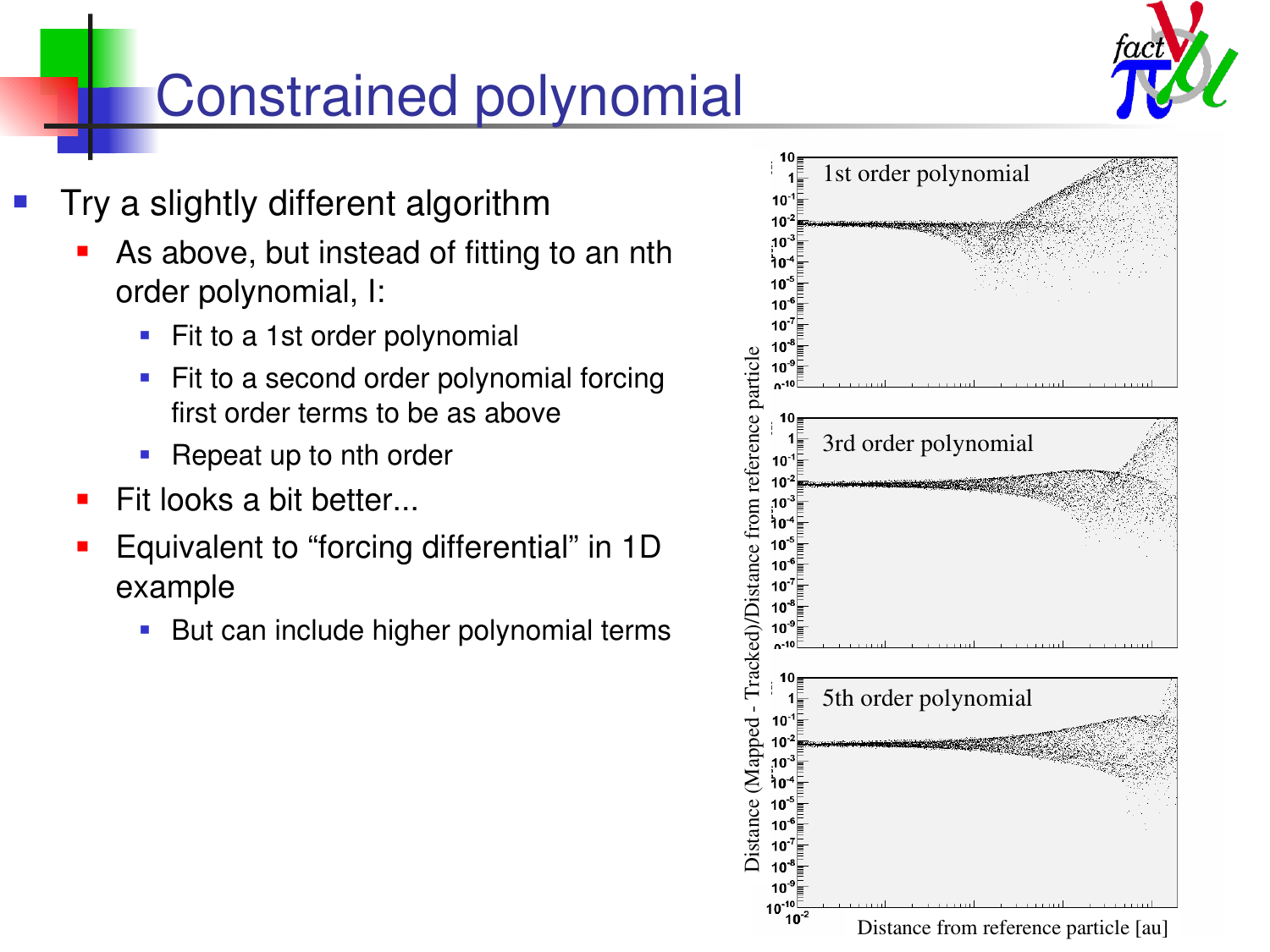# Constrained polynomial

- Try a slightly different algorithm
  - As above, but instead of fitting to an nth order polynomial, I:
    - Fit to a 1st order polynomial
    - Fit to a second order polynomial forcing first order terms to be as above
    - Repeat up to nth order
  - Fit looks a bit better...
  - Equivalent to "forcing differential" in 1D example
    - But can include higher polynomial terms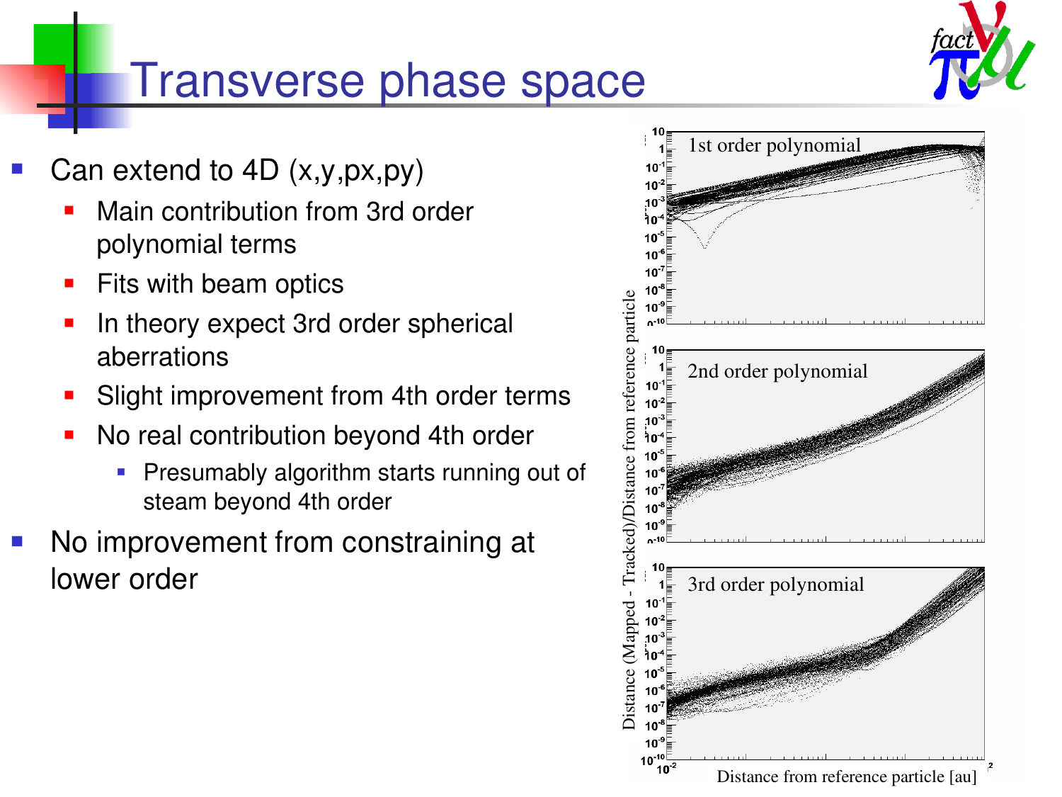# Transverse phase space

- Can extend to 4D (x,y,px,py)
  - Main contribution from 3rd order polynomial terms
  - Fits with beam optics
  - In theory expect 3rd order spherical aberrations
  - Slight improvement from 4th order terms
  - No real contribution beyond 4th order
    - Presumably algorithm starts running out of steam beyond 4th order
- No improvement from constraining at lower order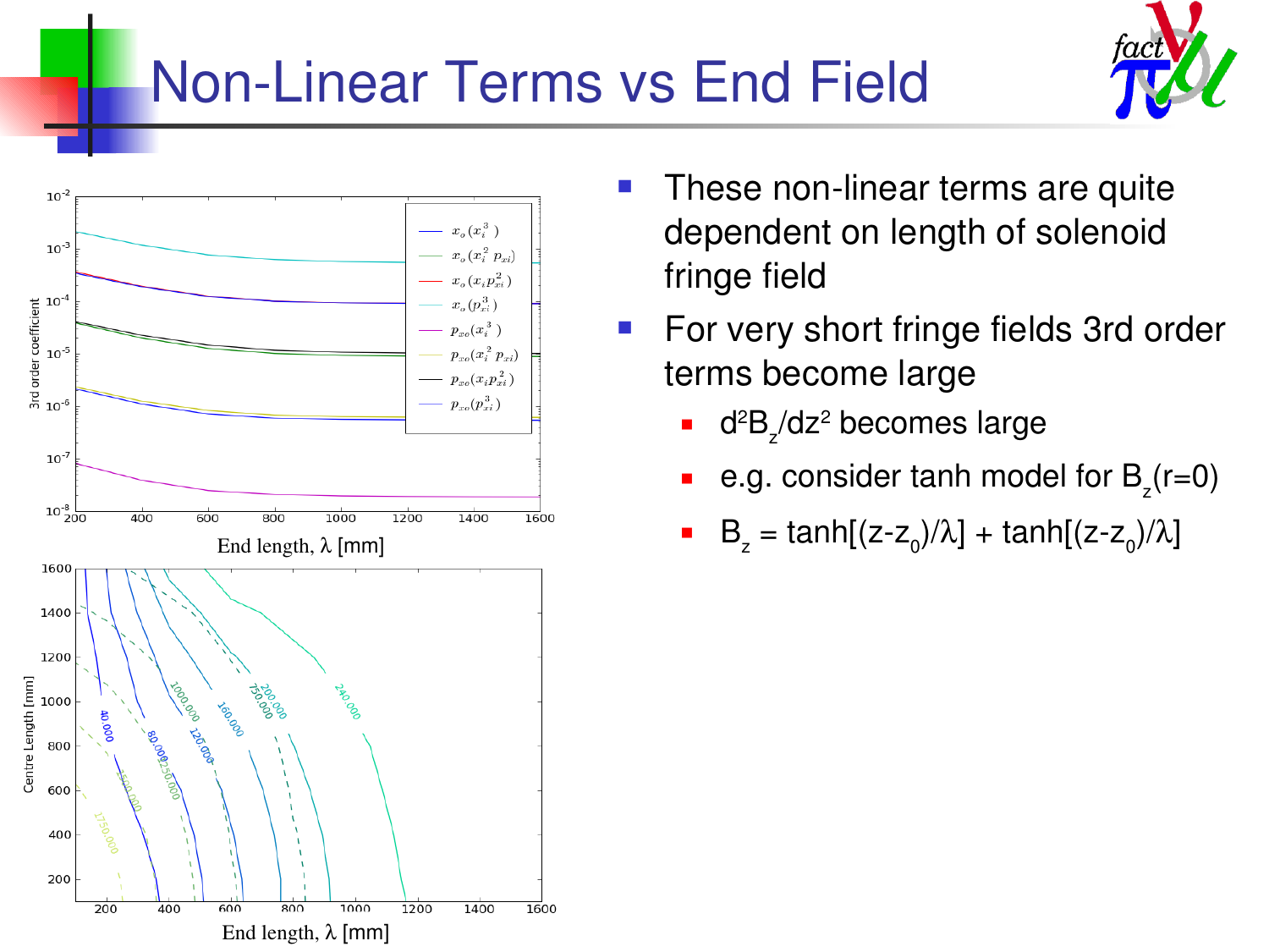# Non-Linear Terms vs End Field

- These non-linear terms are quite dependent on length of solenoid fringe field
- For very short fringe fields 3rd order terms become large
  - $d^2B_z/dz^2$ becomes large
  - e.g. consider tanh model for $B_z(r=0)$
  - $B_z = \tanh[(z-z_0)/\lambda] + \tanh[(z-z_0)/\lambda]$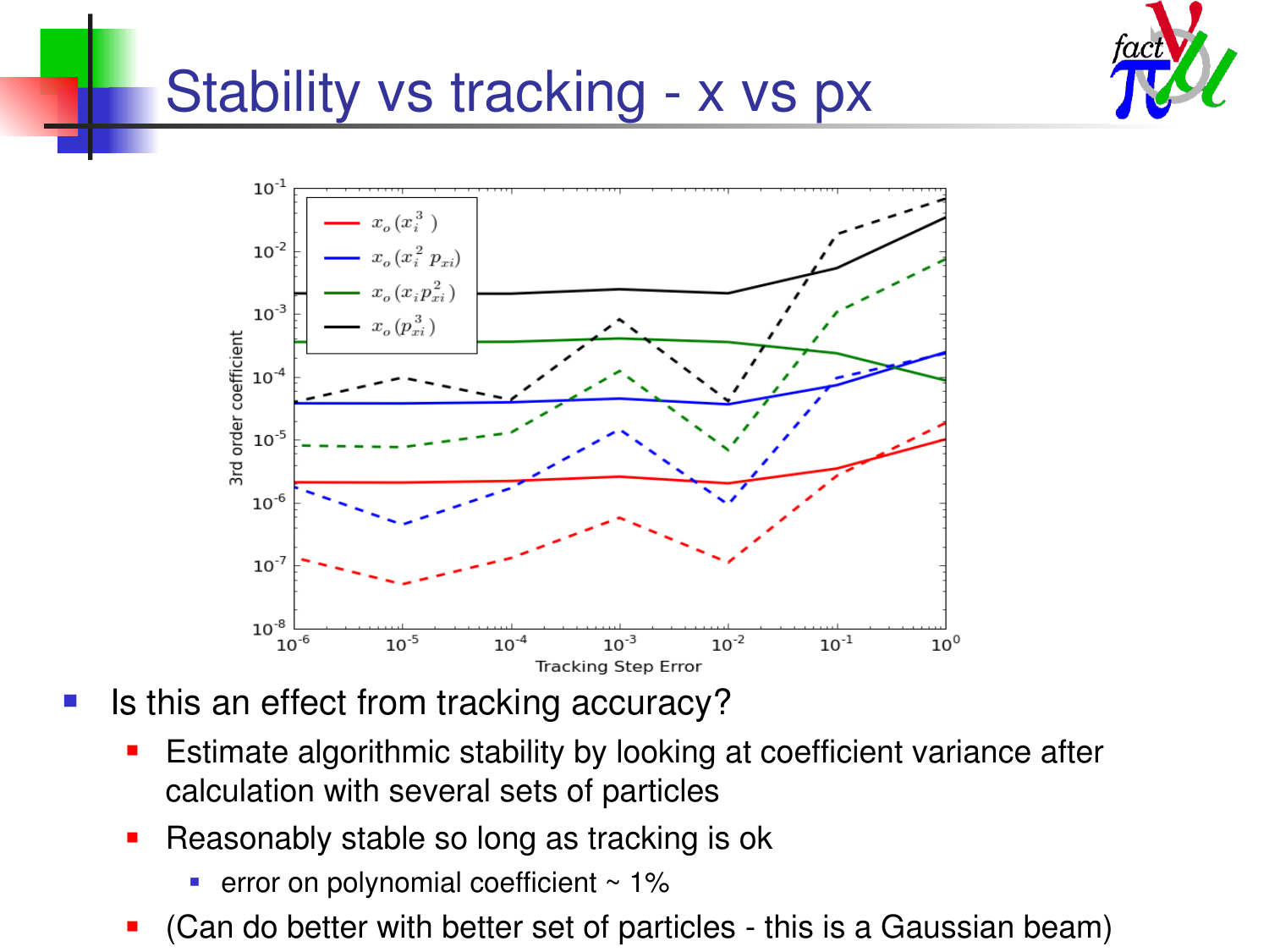# Stability vs tracking - x vs px

- Is this an effect from tracking accuracy?
  - Estimate algorithmic stability by looking at coefficient variance after calculation with several sets of particles
  - Reasonably stable so long as tracking is ok
    - error on polynomial coefficient ~ 1%
  - (Can do better with better set of particles - this is a Gaussian beam)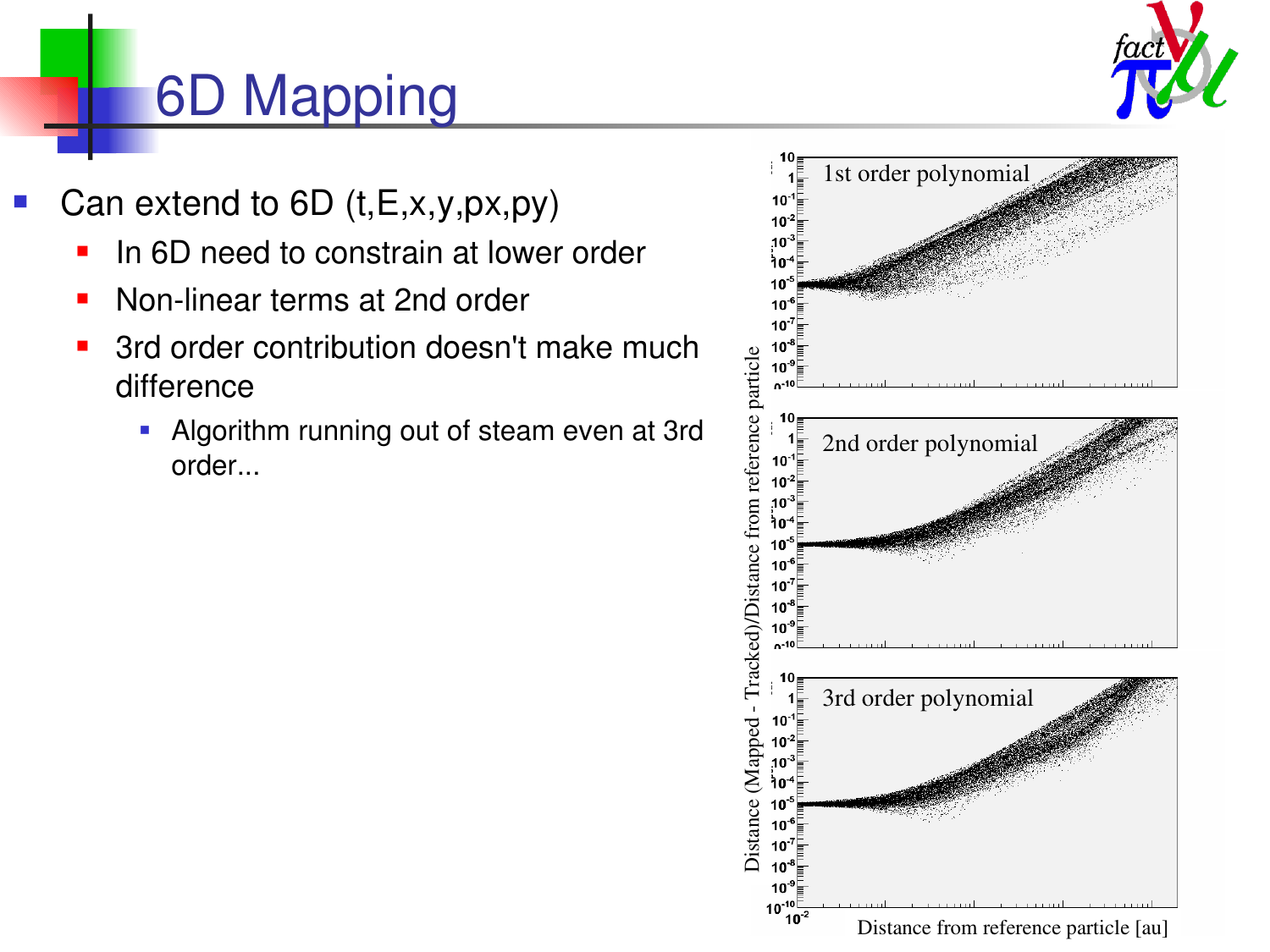# 6D Mapping

- Can extend to 6D (t,E,x,y,px,py)
  - In 6D need to constrain at lower order
  - Non-linear terms at 2nd order
  - 3rd order contribution doesn't make much difference
    - Algorithm running out of steam even at 3rd order...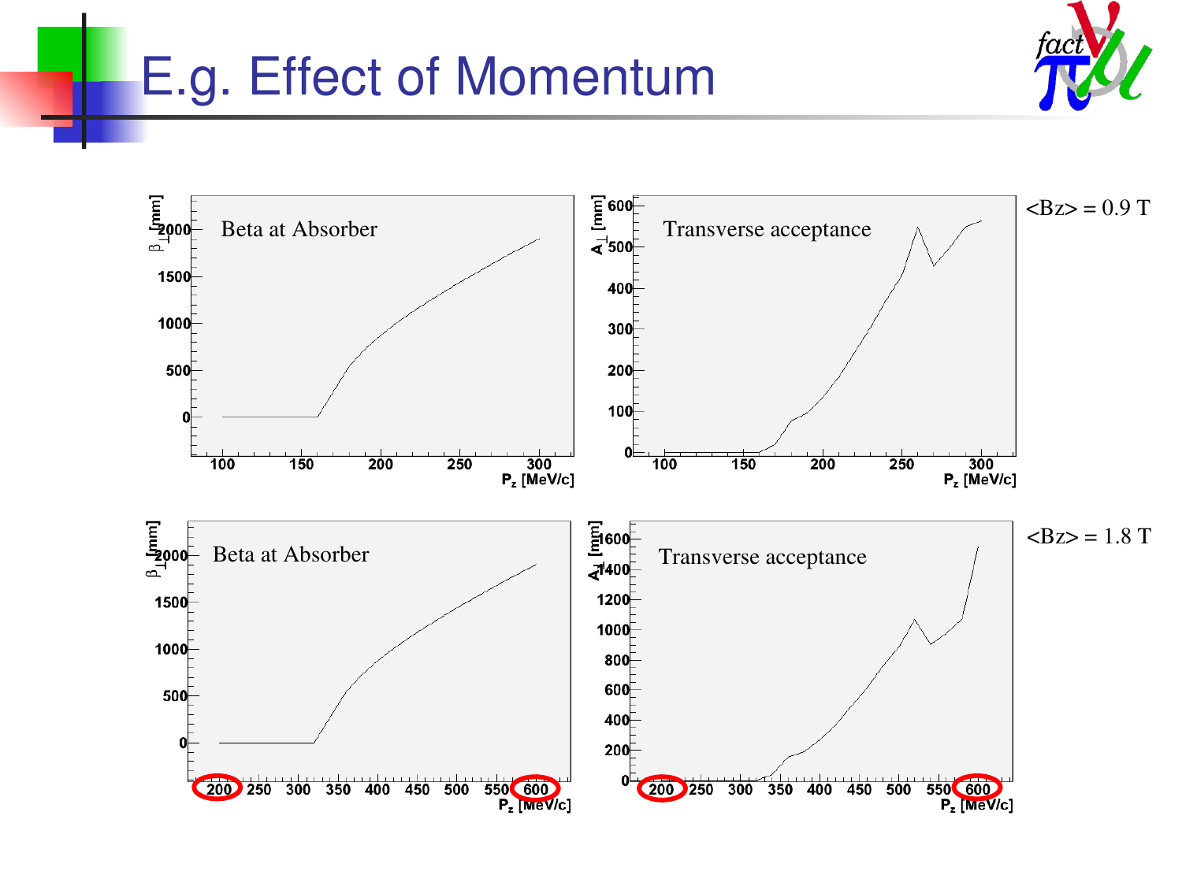# E.g. Effect of Momentum

<Bz> = 0.9 T

Beta at Absorber

Transverse acceptance

<Bz> = 1.8 T

Beta at Absorber

Transverse acceptance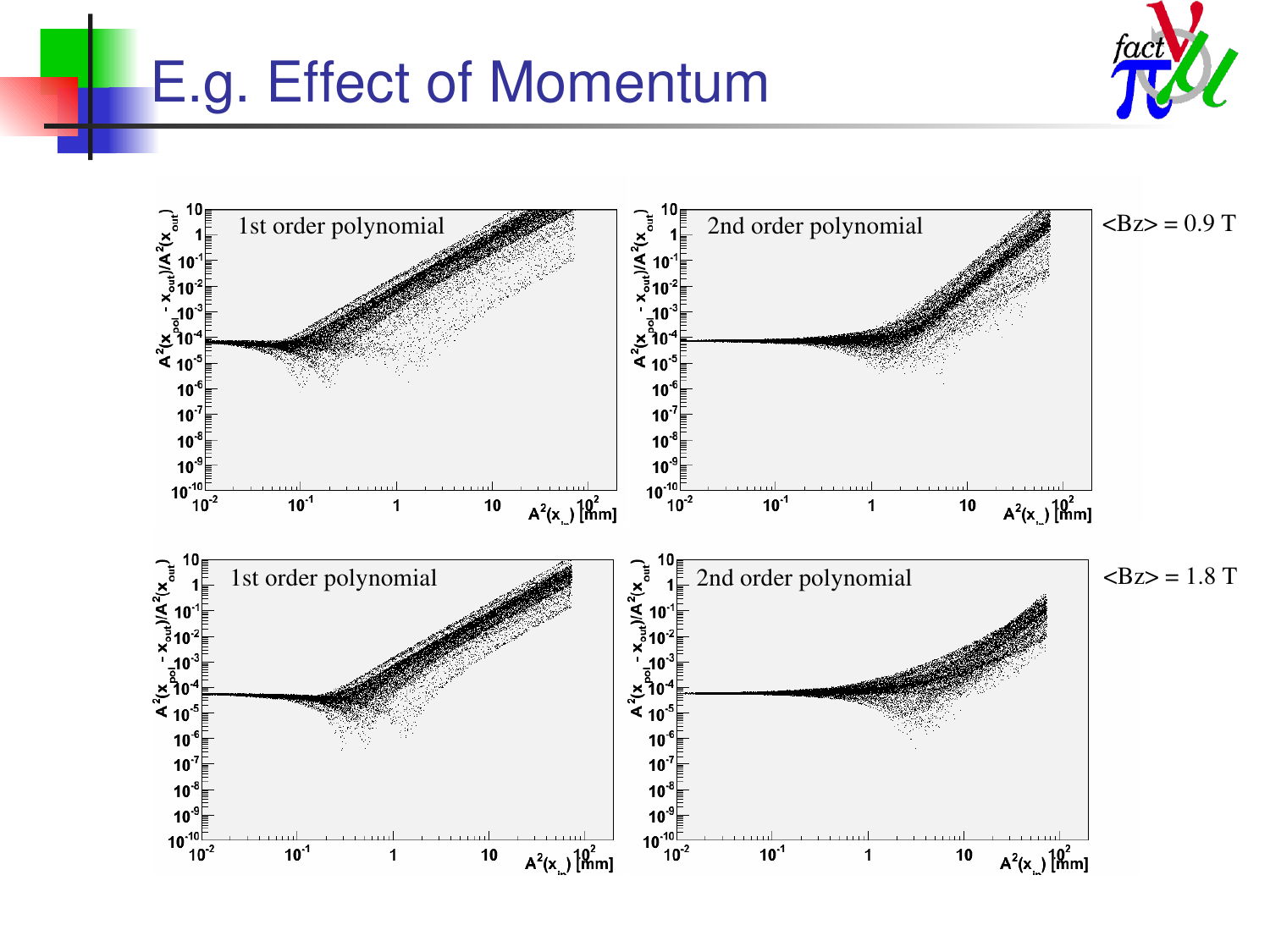# E.g. Effect of Momentum

$\langle B_z \rangle = 0.9$ T

1st order polynomial

2nd order polynomial

$\langle B_z \rangle = 1.8$ T

1st order polynomial

2nd order polynomial

$A^2(x_{pol} - x_{out})/A^2(x_{out})$

$A^2(x_{in})$ [mm]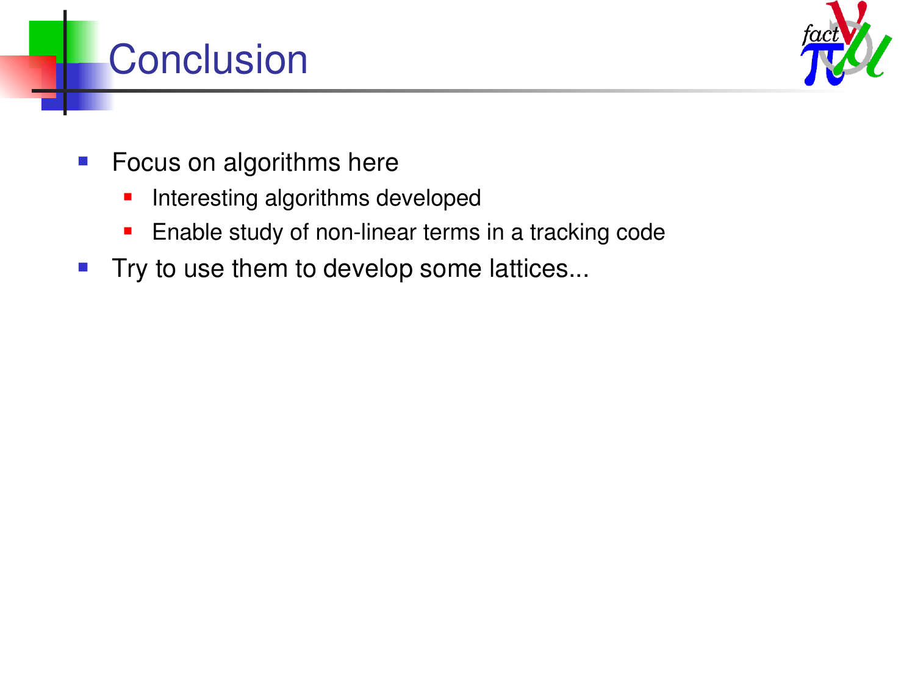# Conclusion

- Focus on algorithms here
  - Interesting algorithms developed
  - Enable study of non-linear terms in a tracking code
- Try to use them to develop some lattices...